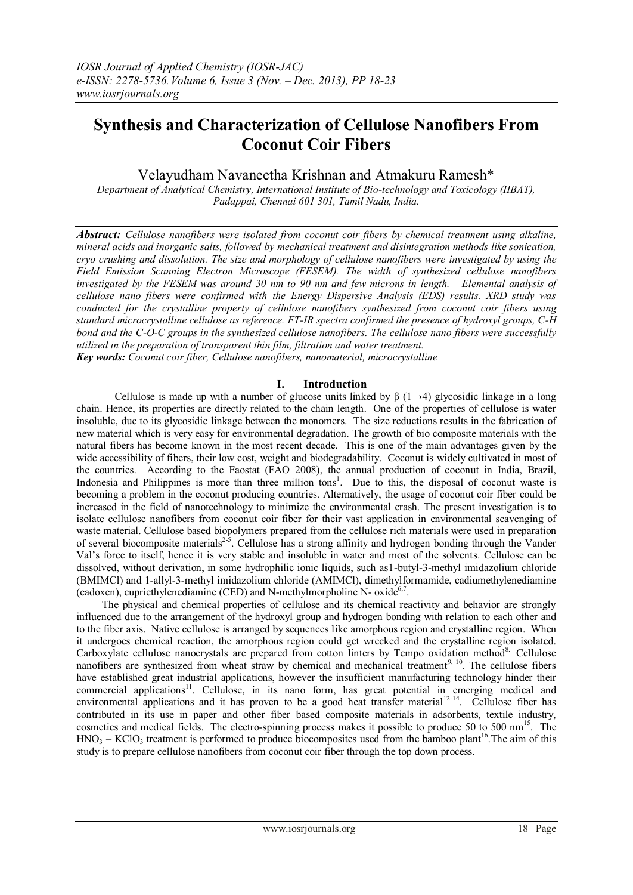# Synthesis and Characterization of Cellulose Nanofibers From Coconut Coir Fibers

Velayudham Navaneetha Krishnan and Atmakuru Ramesh*

*Department of Analytical Chemistry, International Institute of Bio-technology and Toxicology (IIBAT), Padappai, Chennai 601 301, Tamil Nadu, India.*

***Abstract:*** *Cellulose nanofibers were isolated from coconut coir fibers by chemical treatment using alkaline, mineral acids and inorganic salts, followed by mechanical treatment and disintegration methods like sonication, cryo crushing and dissolution. The size and morphology of cellulose nanofibers were investigated by using the Field Emission Scanning Electron Microscope (FESEM). The width of synthesized cellulose nanofibers investigated by the FESEM was around 30 nm to 90 nm and few microns in length. Elemental analysis of cellulose nano fibers were confirmed with the Energy Dispersive Analysis (EDS) results. XRD study was conducted for the crystalline property of cellulose nanofibers synthesized from coconut coir fibers using standard microcrystalline cellulose as reference. FT-IR spectra confirmed the presence of hydroxyl groups, C-H bond and the C-O-C groups in the synthesized cellulose nanofibers. The cellulose nano fibers were successfully utilized in the preparation of transparent thin film, filtration and water treatment.*

***Key words:*** *Coconut coir fiber, Cellulose nanofibers, nanomaterial, microcrystalline*

## I. Introduction

Cellulose is made up with a number of glucose units linked by β (1→4) glycosidic linkage in a long chain. Hence, its properties are directly related to the chain length. One of the properties of cellulose is water insoluble, due to its glycosidic linkage between the monomers. The size reductions results in the fabrication of new material which is very easy for environmental degradation. The growth of bio composite materials with the natural fibers has become known in the most recent decade. This is one of the main advantages given by the wide accessibility of fibers, their low cost, weight and biodegradability. Coconut is widely cultivated in most of the countries. According to the Faostat (FAO 2008), the annual production of coconut in India, Brazil, Indonesia and Philippines is more than three million tons[1]. Due to this, the disposal of coconut waste is becoming a problem in the coconut producing countries. Alternatively, the usage of coconut coir fiber could be increased in the field of nanotechnology to minimize the environmental crash. The present investigation is to isolate cellulose nanofibers from coconut coir fiber for their vast application in environmental scavenging of waste material. Cellulose based biopolymers prepared from the cellulose rich materials were used in preparation of several biocomposite materials[2-5]. Cellulose has a strong affinity and hydrogen bonding through the Vander Val's force to itself, hence it is very stable and insoluble in water and most of the solvents. Cellulose can be dissolved, without derivation, in some hydrophilic ionic liquids, such as1-butyl-3-methyl imidazolium chloride (BMIMCl) and 1-allyl-3-methyl imidazolium chloride (AMIMCl), dimethylformamide, cadiumethylenediamine (cadoxen), cupriethylenediamine (CED) and N-methylmorpholine N- oxide[6,7].

The physical and chemical properties of cellulose and its chemical reactivity and behavior are strongly influenced due to the arrangement of the hydroxyl group and hydrogen bonding with relation to each other and to the fiber axis. Native cellulose is arranged by sequences like amorphous region and crystalline region. When it undergoes chemical reaction, the amorphous region could get wrecked and the crystalline region isolated. Carboxylate cellulose nanocrystals are prepared from cotton linters by Tempo oxidation method[8]. Cellulose nanofibers are synthesized from wheat straw by chemical and mechanical treatment[9, 10]. The cellulose fibers have established great industrial applications, however the insufficient manufacturing technology hinder their commercial applications[11]. Cellulose, in its nano form, has great potential in emerging medical and environmental applications and it has proven to be a good heat transfer material[12-14]. Cellulose fiber has contributed in its use in paper and other fiber based composite materials in adsorbents, textile industry, cosmetics and medical fields. The electro-spinning process makes it possible to produce 50 to 500 nm[15]. The $HNO_3$ – $KClO_3$ treatment is performed to produce biocomposites used from the bamboo plant[16].The aim of this study is to prepare cellulose nanofibers from coconut coir fiber through the top down process.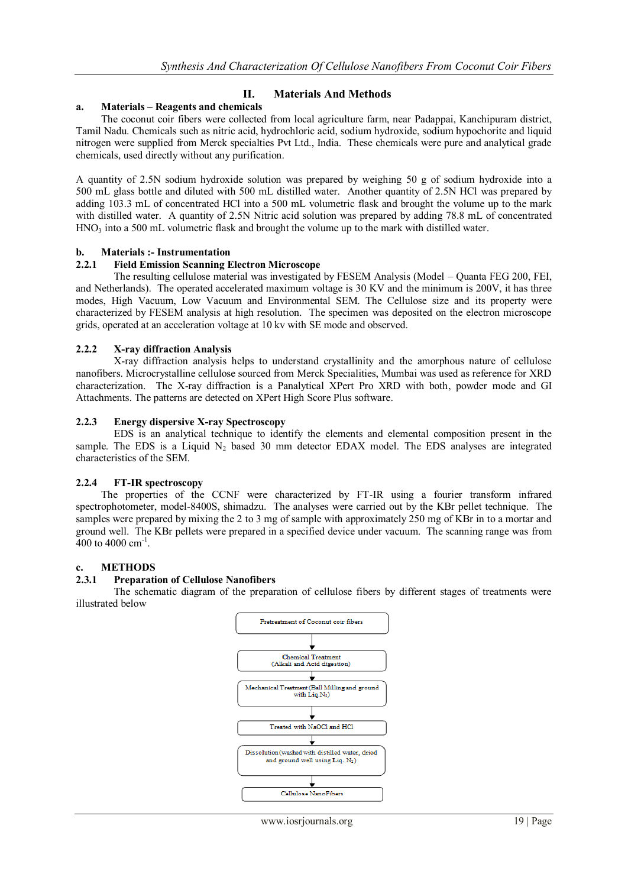## II. Materials And Methods

### a. Materials – Reagents and chemicals

The coconut coir fibers were collected from local agriculture farm, near Padappai, Kanchipuram district, Tamil Nadu. Chemicals such as nitric acid, hydrochloric acid, sodium hydroxide, sodium hypochorite and liquid nitrogen were supplied from Merck specialties Pvt Ltd., India. These chemicals were pure and analytical grade chemicals, used directly without any purification.

A quantity of 2.5N sodium hydroxide solution was prepared by weighing 50 g of sodium hydroxide into a 500 mL glass bottle and diluted with 500 mL distilled water. Another quantity of 2.5N HCl was prepared by adding 103.3 mL of concentrated HCl into a 500 mL volumetric flask and brought the volume up to the mark with distilled water. A quantity of 2.5N Nitric acid solution was prepared by adding 78.8 mL of concentrated $HNO_3$ into a 500 mL volumetric flask and brought the volume up to the mark with distilled water.

### b. Materials :- Instrumentation

#### 2.2.1 Field Emission Scanning Electron Microscope

The resulting cellulose material was investigated by FESEM Analysis (Model – Quanta FEG 200, FEI, and Netherlands). The operated accelerated maximum voltage is 30 KV and the minimum is 200V, it has three modes, High Vacuum, Low Vacuum and Environmental SEM. The Cellulose size and its property were characterized by FESEM analysis at high resolution. The specimen was deposited on the electron microscope grids, operated at an acceleration voltage at 10 kv with SE mode and observed.

#### 2.2.2 X-ray diffraction Analysis

X-ray diffraction analysis helps to understand crystallinity and the amorphous nature of cellulose nanofibers. Microcrystalline cellulose sourced from Merck Specialities, Mumbai was used as reference for XRD characterization. The X-ray diffraction is a Panalytical XPert Pro XRD with both, powder mode and GI Attachments. The patterns are detected on XPert High Score Plus software.

#### 2.2.3 Energy dispersive X-ray Spectroscopy

EDS is an analytical technique to identify the elements and elemental composition present in the sample. The EDS is a Liquid $N_2$ based 30 mm detector EDAX model. The EDS analyses are integrated characteristics of the SEM.

#### 2.2.4 FT-IR spectroscopy

The properties of the CCNF were characterized by FT-IR using a fourier transform infrared spectrophotometer, model-8400S, shimadzu. The analyses were carried out by the KBr pellet technique. The samples were prepared by mixing the 2 to 3 mg of sample with approximately 250 mg of KBr in to a mortar and ground well. The KBr pellets were prepared in a specified device under vacuum. The scanning range was from 400 to 4000 $cm^{-1}$.

### c. METHODS

#### 2.3.1 Preparation of Cellulose Nanofibers

The schematic diagram of the preparation of cellulose fibers by different stages of treatments were illustrated below

Pretreatment of Coconut coir fibers
↓
Chemical Treatment (Alkali and Acid digestion)
↓
Mechanical Treatment (Ball Milling and ground with Liq.$N_2$)
↓
Treated with NaOCl and HCl
↓
Dissolution (washed with distilled water, dried and ground well using Liq. $N_2$)
↓
Cellulose NanoFibers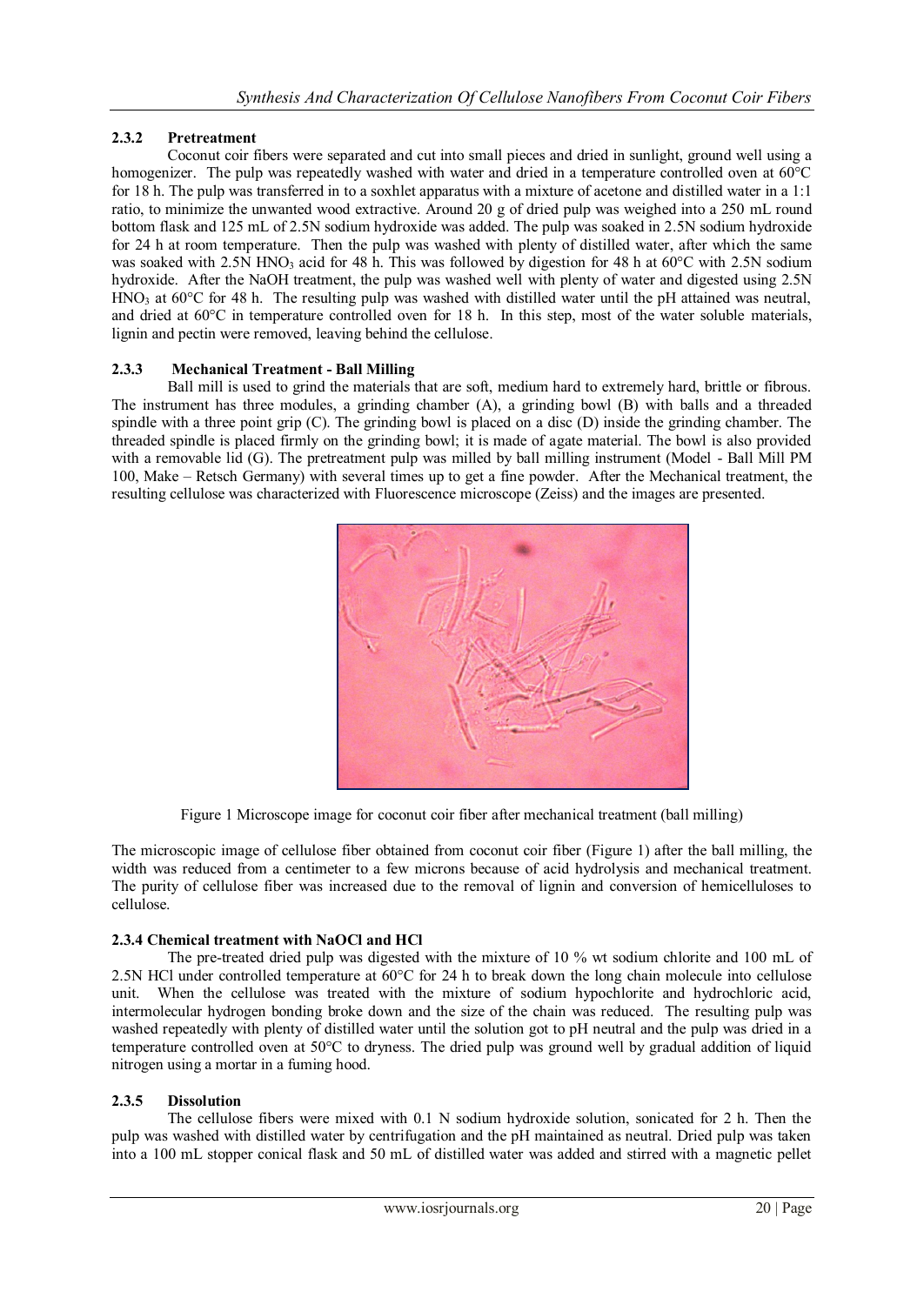### 2.3.2 Pretreatment

Coconut coir fibers were separated and cut into small pieces and dried in sunlight, ground well using a homogenizer. The pulp was repeatedly washed with water and dried in a temperature controlled oven at 60°C for 18 h. The pulp was transferred in to a soxhlet apparatus with a mixture of acetone and distilled water in a 1:1 ratio, to minimize the unwanted wood extractive. Around 20 g of dried pulp was weighed into a 250 mL round bottom flask and 125 mL of 2.5N sodium hydroxide was added. The pulp was soaked in 2.5N sodium hydroxide for 24 h at room temperature. Then the pulp was washed with plenty of distilled water, after which the same was soaked with 2.5N $HNO_3$ acid for 48 h. This was followed by digestion for 48 h at 60°C with 2.5N sodium hydroxide. After the NaOH treatment, the pulp was washed well with plenty of water and digested using 2.5N $HNO_3$ at 60°C for 48 h. The resulting pulp was washed with distilled water until the pH attained was neutral, and dried at 60°C in temperature controlled oven for 18 h. In this step, most of the water soluble materials, lignin and pectin were removed, leaving behind the cellulose.

### 2.3.3 Mechanical Treatment - Ball Milling

Ball mill is used to grind the materials that are soft, medium hard to extremely hard, brittle or fibrous. The instrument has three modules, a grinding chamber (A), a grinding bowl (B) with balls and a threaded spindle with a three point grip (C). The grinding bowl is placed on a disc (D) inside the grinding chamber. The threaded spindle is placed firmly on the grinding bowl; it is made of agate material. The bowl is also provided with a removable lid (G). The pretreatment pulp was milled by ball milling instrument (Model - Ball Mill PM 100, Make – Retsch Germany) with several times up to get a fine powder. After the Mechanical treatment, the resulting cellulose was characterized with Fluorescence microscope (Zeiss) and the images are presented.

Figure 1 Microscope image for coconut coir fiber after mechanical treatment (ball milling)

The microscopic image of cellulose fiber obtained from coconut coir fiber (Figure 1) after the ball milling, the width was reduced from a centimeter to a few microns because of acid hydrolysis and mechanical treatment. The purity of cellulose fiber was increased due to the removal of lignin and conversion of hemicelluloses to cellulose.

### 2.3.4 Chemical treatment with NaOCl and HCl

The pre-treated dried pulp was digested with the mixture of 10 % wt sodium chlorite and 100 mL of 2.5N HCl under controlled temperature at 60°C for 24 h to break down the long chain molecule into cellulose unit. When the cellulose was treated with the mixture of sodium hypochlorite and hydrochloric acid, intermolecular hydrogen bonding broke down and the size of the chain was reduced. The resulting pulp was washed repeatedly with plenty of distilled water until the solution got to pH neutral and the pulp was dried in a temperature controlled oven at 50°C to dryness. The dried pulp was ground well by gradual addition of liquid nitrogen using a mortar in a fuming hood.

### 2.3.5 Dissolution

The cellulose fibers were mixed with 0.1 N sodium hydroxide solution, sonicated for 2 h. Then the pulp was washed with distilled water by centrifugation and the pH maintained as neutral. Dried pulp was taken into a 100 mL stopper conical flask and 50 mL of distilled water was added and stirred with a magnetic pellet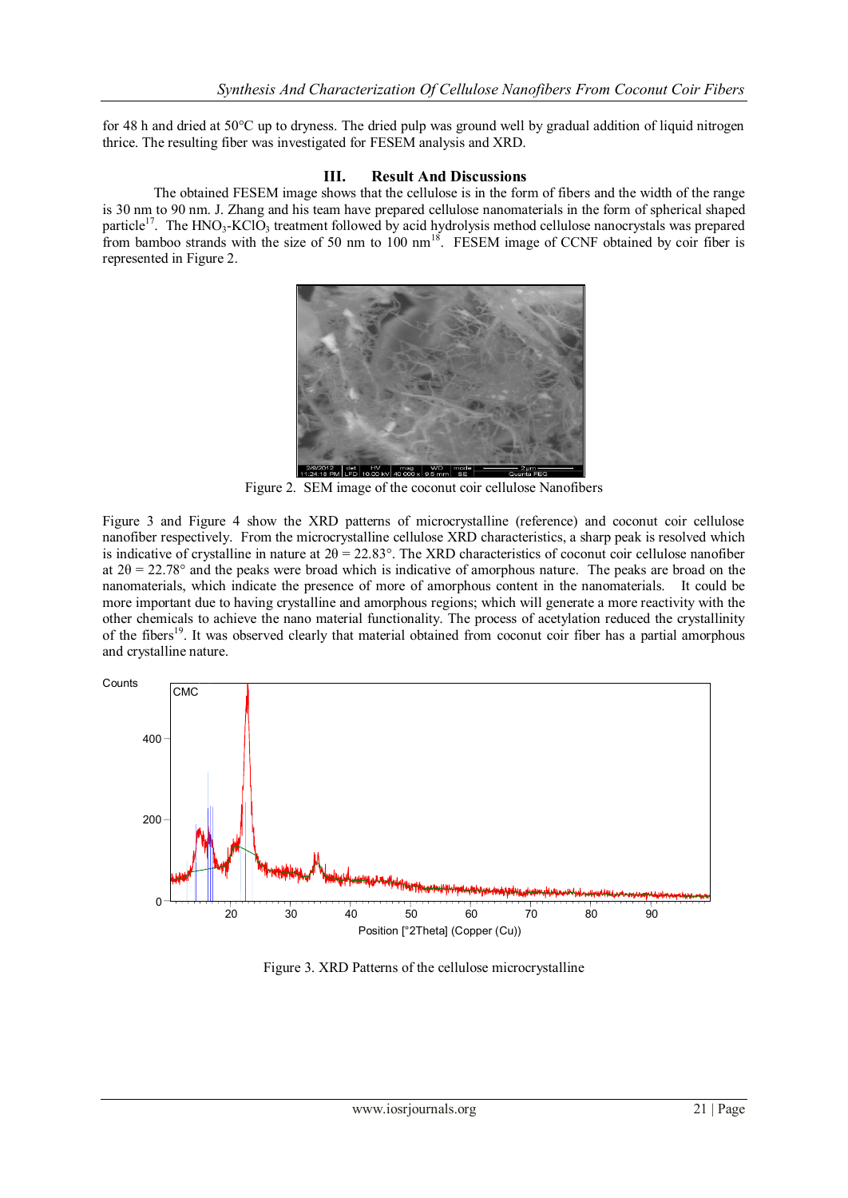for 48 h and dried at 50°C up to dryness. The dried pulp was ground well by gradual addition of liquid nitrogen thrice. The resulting fiber was investigated for FESEM analysis and XRD.

## III. Result And Discussions

The obtained FESEM image shows that the cellulose is in the form of fibers and the width of the range is 30 nm to 90 nm. J. Zhang and his team have prepared cellulose nanomaterials in the form of spherical shaped particle[17]. The $HNO_3$-$KClO_3$ treatment followed by acid hydrolysis method cellulose nanocrystals was prepared from bamboo strands with the size of 50 nm to 100 nm[18]. FESEM image of CCNF obtained by coir fiber is represented in Figure 2.

Figure 2. SEM image of the coconut coir cellulose Nanofibers

Figure 3 and Figure 4 show the XRD patterns of microcrystalline (reference) and coconut coir cellulose nanofiber respectively. From the microcrystalline cellulose XRD characteristics, a sharp peak is resolved which is indicative of crystalline in nature at $2\theta = 22.83°$. The XRD characteristics of coconut coir cellulose nanofiber at $2\theta = 22.78°$ and the peaks were broad which is indicative of amorphous nature. The peaks are broad on the nanomaterials, which indicate the presence of more of amorphous content in the nanomaterials. It could be more important due to having crystalline and amorphous regions; which will generate a more reactivity with the other chemicals to achieve the nano material functionality. The process of acetylation reduced the crystallinity of the fibers[19]. It was observed clearly that material obtained from coconut coir fiber has a partial amorphous and crystalline nature.

Figure 3. XRD Patterns of the cellulose microcrystalline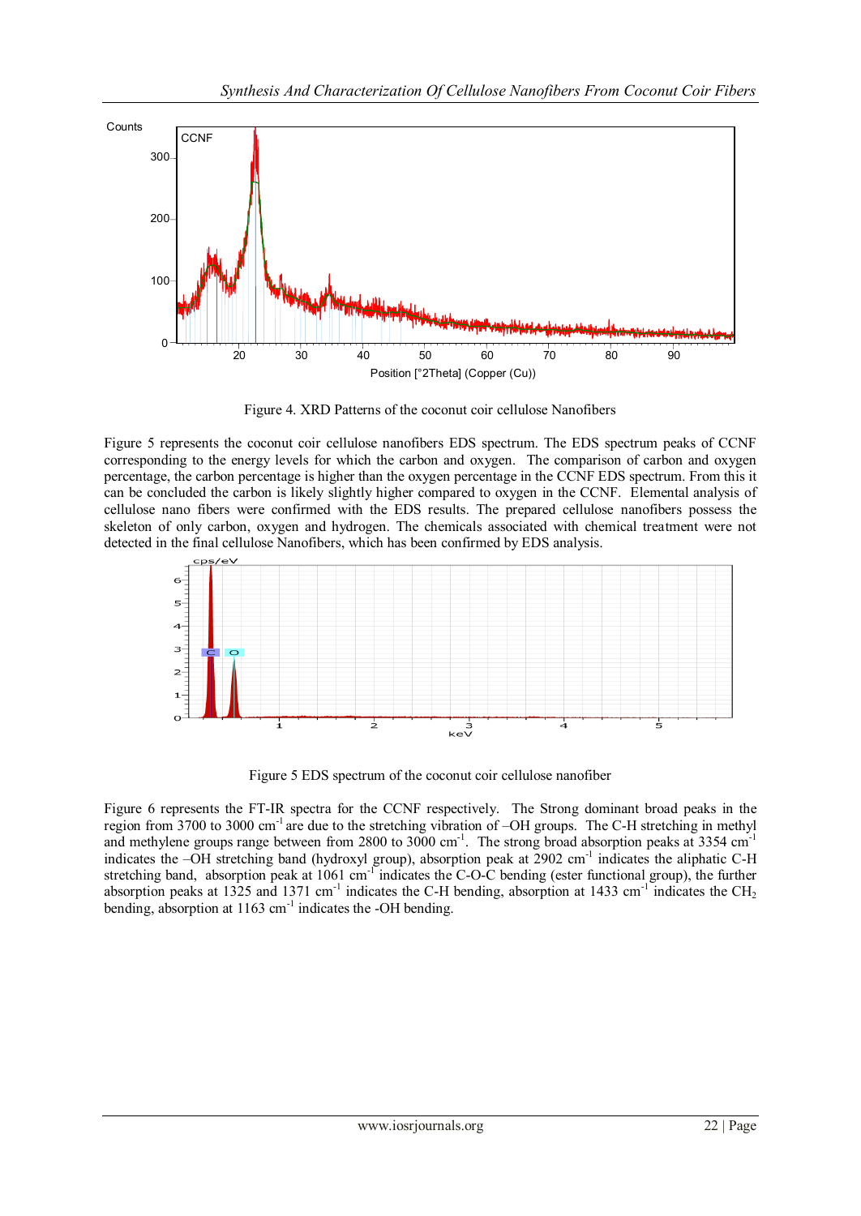Figure 4. XRD Patterns of the coconut coir cellulose Nanofibers

Figure 5 represents the coconut coir cellulose nanofibers EDS spectrum. The EDS spectrum peaks of CCNF corresponding to the energy levels for which the carbon and oxygen. The comparison of carbon and oxygen percentage, the carbon percentage is higher than the oxygen percentage in the CCNF EDS spectrum. From this it can be concluded the carbon is likely slightly higher compared to oxygen in the CCNF. Elemental analysis of cellulose nano fibers were confirmed with the EDS results. The prepared cellulose nanofibers possess the skeleton of only carbon, oxygen and hydrogen. The chemicals associated with chemical treatment were not detected in the final cellulose Nanofibers, which has been confirmed by EDS analysis.

Figure 5 EDS spectrum of the coconut coir cellulose nanofiber

Figure 6 represents the FT-IR spectra for the CCNF respectively. The Strong dominant broad peaks in the region from 3700 to 3000 $cm^{-1}$ are due to the stretching vibration of –OH groups. The C-H stretching in methyl and methylene groups range between from 2800 to 3000 $cm^{-1}$. The strong broad absorption peaks at 3354 $cm^{-1}$ indicates the –OH stretching band (hydroxyl group), absorption peak at 2902 $cm^{-1}$ indicates the aliphatic C-H stretching band, absorption peak at 1061 $cm^{-1}$ indicates the C-O-C bending (ester functional group), the further absorption peaks at 1325 and 1371 $cm^{-1}$ indicates the C-H bending, absorption at 1433 $cm^{-1}$ indicates the $CH_2$ bending, absorption at 1163 $cm^{-1}$ indicates the -OH bending.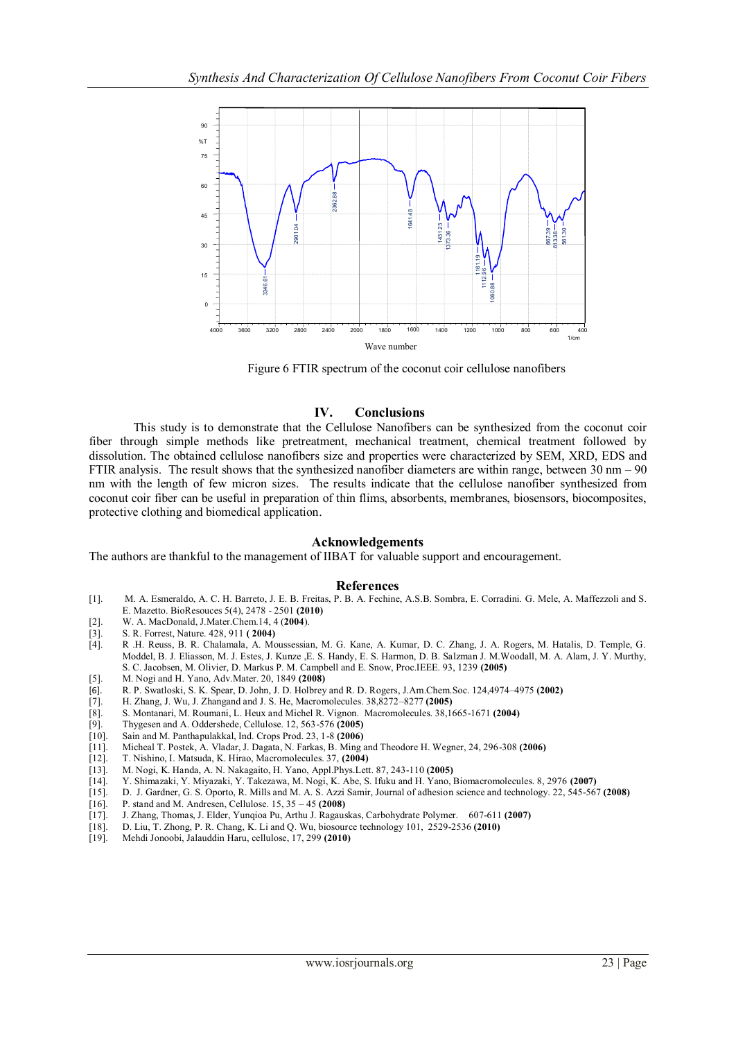90

%T

75

60

45

30

15

0

4000 3600 3200 2800 2400 2000 1800 1600 1400 1200 1000 800 600 400

1/cm

Wave number

3346.61

2901.04

2362.88

1641.48

1431.23

1373.36

1161.19

1112.96

1060.88

667.39

613.38

561.30

Figure 6 FTIR spectrum of the coconut coir cellulose nanofibers

## IV. Conclusions

This study is to demonstrate that the Cellulose Nanofibers can be synthesized from the coconut coir fiber through simple methods like pretreatment, mechanical treatment, chemical treatment followed by dissolution. The obtained cellulose nanofibers size and properties were characterized by SEM, XRD, EDS and FTIR analysis. The result shows that the synthesized nanofiber diameters are within range, between 30 nm – 90 nm with the length of few micron sizes. The results indicate that the cellulose nanofiber synthesized from coconut coir fiber can be useful in preparation of thin flims, absorbents, membranes, biosensors, biocomposites, protective clothing and biomedical application.

## Acknowledgements

The authors are thankful to the management of IIBAT for valuable support and encouragement.

## References

[1]. M. A. Esmeraldo, A. C. H. Barreto, J. E. B. Freitas, P. B. A. Fechine, A.S.B. Sombra, E. Corradini. G. Mele, A. Maffezzoli and S. E. Mazetto. BioResouces 5(4), 2478 - 2501 **(2010)**

[2]. W. A. MacDonald, J.Mater.Chem.14, 4 (**2004**).

[3]. S. R. Forrest, Nature. 428, 911 **( 2004)**

[4]. R .H. Reuss, B. R. Chalamala, A. Moussessian, M. G. Kane, A. Kumar, D. C. Zhang, J. A. Rogers, M. Hatalis, D. Temple, G. Moddel, B. J. Eliasson, M. J. Estes, J. Kunze ,E. S. Handy, E. S. Harmon, D. B. Salzman J. M.Woodall, M. A. Alam, J. Y. Murthy, S. C. Jacobsen, M. Olivier, D. Markus P. M. Campbell and E. Snow, Proc.IEEE. 93, 1239 **(2005)**

[5]. M. Nogi and H. Yano, Adv.Mater. 20, 1849 **(2008)**

[6]. R. P. Swatloski, S. K. Spear, D. John, J. D. Holbrey and R. D. Rogers, J.Am.Chem.Soc. 124,4974–4975 **(2002)**

[7]. H. Zhang, J. Wu, J. Zhangand and J. S. He, Macromolecules. 38,8272–8277 **(2005)**

[8]. S. Montanari, M. Roumani, L. Heux and Michel R. Vignon. Macromolecules. 38,1665-1671 **(2004)**

[9]. Thygesen and A. Oddershede, Cellulose. 12, 563-576 **(2005)**

[10]. Sain and M. Panthapulakkal, Ind. Crops Prod. 23, 1-8 **(2006)**

[11]. Micheal T. Postek, A. Vladar, J. Dagata, N. Farkas, B. Ming and Theodore H. Wegner, 24, 296-308 **(2006)**

[12]. T. Nishino, I. Matsuda, K. Hirao, Macromolecules. 37, **(2004)**

[13]. M. Nogi, K. Handa, A. N. Nakagaito, H. Yano, Appl.Phys.Lett. 87, 243-110 **(2005)**

[14]. Y. Shimazaki, Y. Miyazaki, Y. Takezawa, M. Nogi, K. Abe, S. Ifuku and H. Yano, Biomacromolecules. 8, 2976 **(2007)**

[15]. D. J. Gardner, G. S. Oporto, R. Mills and M. A. S. Azzi Samir, Journal of adhesion science and technology. 22, 545-567 **(2008)**

[16]. P. stand and M. Andresen, Cellulose. 15, 35 – 45 **(2008)**

[17]. J. Zhang, Thomas, J. Elder, Yunqioa Pu, Arthu J. Ragauskas, Carbohydrate Polymer. 607-611 **(2007)**

[18]. D. Liu, T. Zhong, P. R. Chang, K. Li and Q. Wu, biosource technology 101, 2529-2536 **(2010)**

[19]. Mehdi Jonoobi, Jalauddin Haru, cellulose, 17, 299 **(2010)**